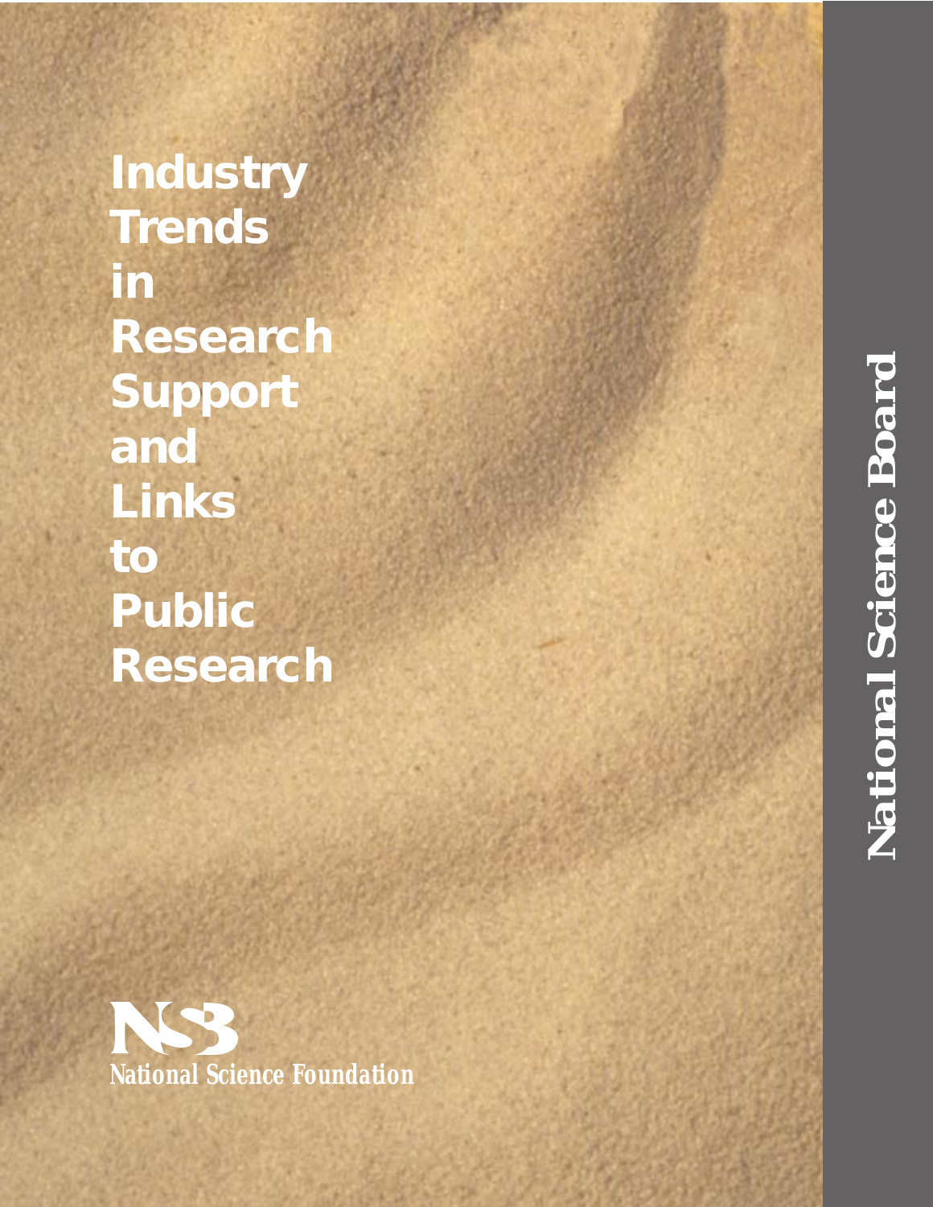# Industry Trends in Research Support and Links to Public Research

NSB

National Science Foundation

National Science Board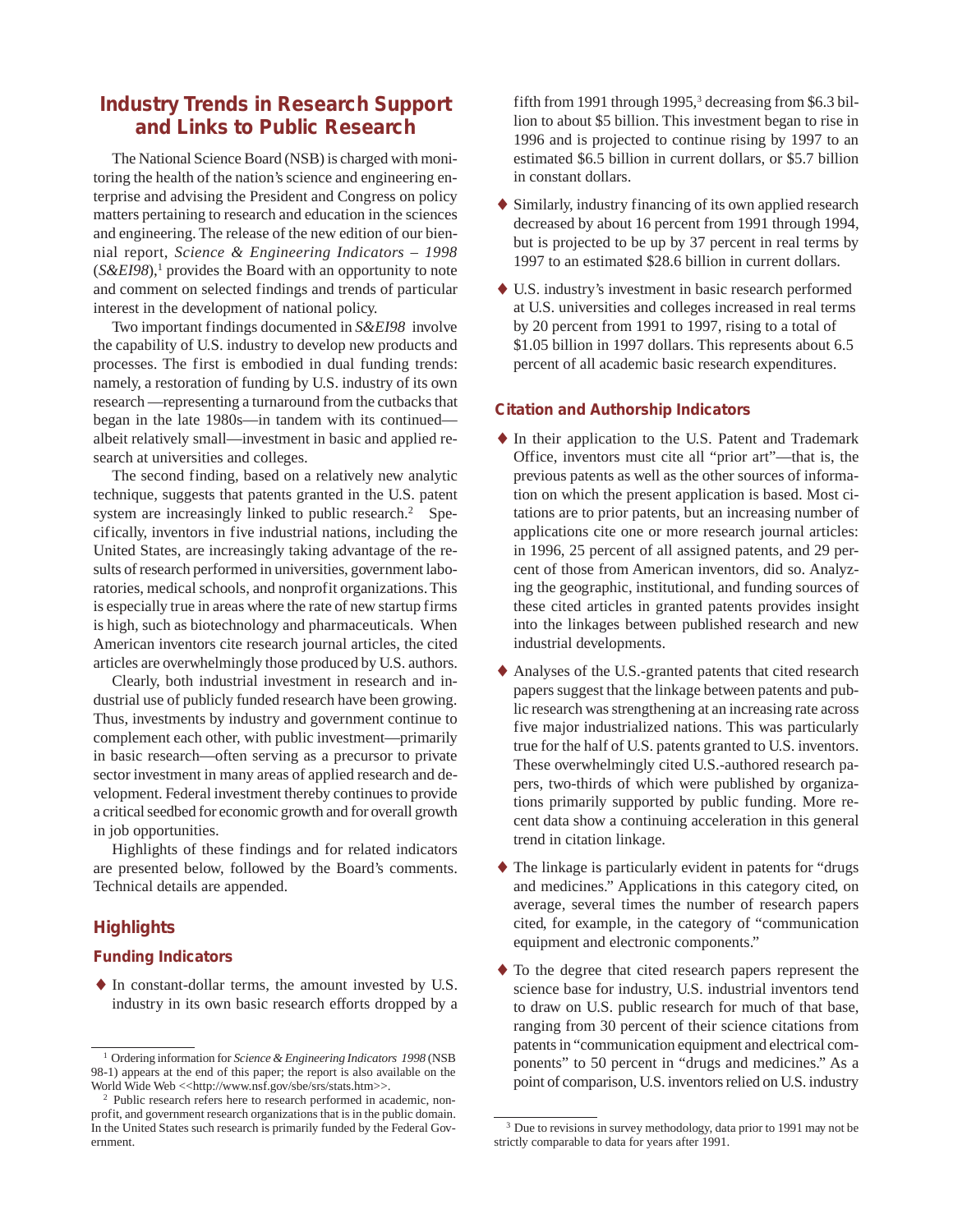## Industry Trends in Research Support and Links to Public Research

The National Science Board (NSB) is charged with monitoring the health of the nation's science and engineering enterprise and advising the President and Congress on policy matters pertaining to research and education in the sciences and engineering. The release of the new edition of our biennial report, *Science & Engineering Indicators – 1998* (*S&EI98*),[1] provides the Board with an opportunity to note and comment on selected findings and trends of particular interest in the development of national policy.

Two important findings documented in *S&EI98* involve the capability of U.S. industry to develop new products and processes. The first is embodied in dual funding trends: namely, a restoration of funding by U.S. industry of its own research —representing a turnaround from the cutbacks that began in the late 1980s—in tandem with its continued—albeit relatively small—investment in basic and applied research at universities and colleges.

The second finding, based on a relatively new analytic technique, suggests that patents granted in the U.S. patent system are increasingly linked to public research.[2] Specifically, inventors in five industrial nations, including the United States, are increasingly taking advantage of the results of research performed in universities, government laboratories, medical schools, and nonprofit organizations. This is especially true in areas where the rate of new startup firms is high, such as biotechnology and pharmaceuticals. When American inventors cite research journal articles, the cited articles are overwhelmingly those produced by U.S. authors.

Clearly, both industrial investment in research and industrial use of publicly funded research have been growing. Thus, investments by industry and government continue to complement each other, with public investment—primarily in basic research—often serving as a precursor to private sector investment in many areas of applied research and development. Federal investment thereby continues to provide a critical seedbed for economic growth and for overall growth in job opportunities.

Highlights of these findings and for related indicators are presented below, followed by the Board's comments. Technical details are appended.

### Highlights

#### Funding Indicators

- In constant-dollar terms, the amount invested by U.S. industry in its own basic research efforts dropped by a fifth from 1991 through 1995,[3] decreasing from $6.3 billion to about $5 billion. This investment began to rise in 1996 and is projected to continue rising by 1997 to an estimated $6.5 billion in current dollars, or $5.7 billion in constant dollars.
- Similarly, industry financing of its own applied research decreased by about 16 percent from 1991 through 1994, but is projected to be up by 37 percent in real terms by 1997 to an estimated $28.6 billion in current dollars.
- U.S. industry's investment in basic research performed at U.S. universities and colleges increased in real terms by 20 percent from 1991 to 1997, rising to a total of $1.05 billion in 1997 dollars. This represents about 6.5 percent of all academic basic research expenditures.

#### Citation and Authorship Indicators

- In their application to the U.S. Patent and Trademark Office, inventors must cite all "prior art"—that is, the previous patents as well as the other sources of information on which the present application is based. Most citations are to prior patents, but an increasing number of applications cite one or more research journal articles: in 1996, 25 percent of all assigned patents, and 29 percent of those from American inventors, did so. Analyzing the geographic, institutional, and funding sources of these cited articles in granted patents provides insight into the linkages between published research and new industrial developments.
- Analyses of the U.S.-granted patents that cited research papers suggest that the linkage between patents and public research was strengthening at an increasing rate across five major industrialized nations. This was particularly true for the half of U.S. patents granted to U.S. inventors. These overwhelmingly cited U.S.-authored research papers, two-thirds of which were published by organizations primarily supported by public funding. More recent data show a continuing acceleration in this general trend in citation linkage.
- The linkage is particularly evident in patents for "drugs and medicines." Applications in this category cited, on average, several times the number of research papers cited, for example, in the category of "communication equipment and electronic components."
- To the degree that cited research papers represent the science base for industry, U.S. industrial inventors tend to draw on U.S. public research for much of that base, ranging from 30 percent of their science citations from patents in "communication equipment and electrical components" to 50 percent in "drugs and medicines." As a point of comparison, U.S. inventors relied on U.S. industry

---

[1] Ordering information for *Science & Engineering Indicators 1998* (NSB 98-1) appears at the end of this paper; the report is also available on the World Wide Web <<http://www.nsf.gov/sbe/srs/stats.htm>>.

[2] Public research refers here to research performed in academic, nonprofit, and government research organizations that is in the public domain. In the United States such research is primarily funded by the Federal Government.

[3] Due to revisions in survey methodology, data prior to 1991 may not be strictly comparable to data for years after 1991.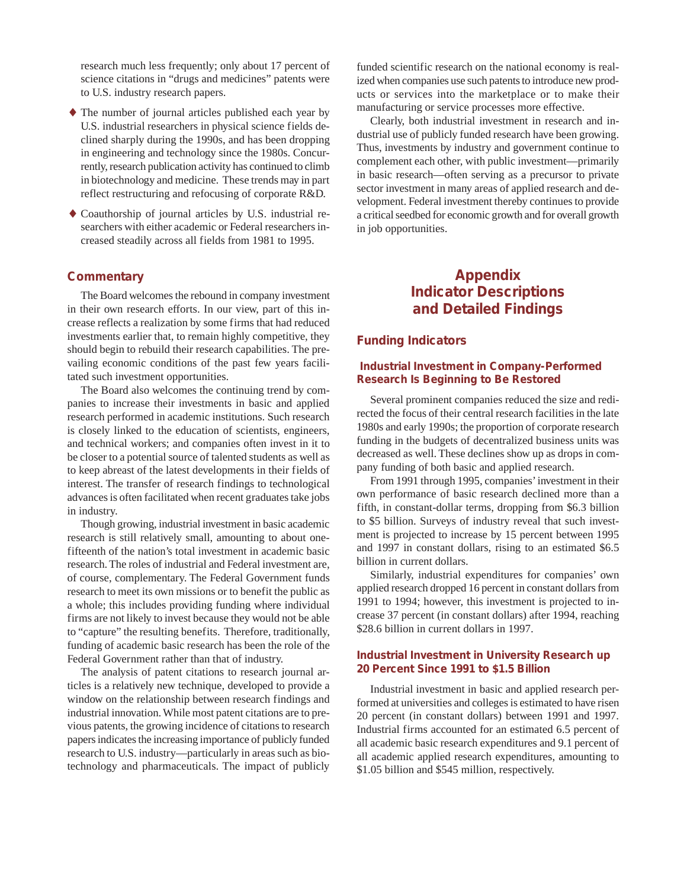research much less frequently; only about 17 percent of science citations in "drugs and medicines" patents were to U.S. industry research papers.

- The number of journal articles published each year by U.S. industrial researchers in physical science fields declined sharply during the 1990s, and has been dropping in engineering and technology since the 1980s. Concurrently, research publication activity has continued to climb in biotechnology and medicine. These trends may in part reflect restructuring and refocusing of corporate R&D.
- Coauthorship of journal articles by U.S. industrial researchers with either academic or Federal researchers increased steadily across all fields from 1981 to 1995.

### Commentary

The Board welcomes the rebound in company investment in their own research efforts. In our view, part of this increase reflects a realization by some firms that had reduced investments earlier that, to remain highly competitive, they should begin to rebuild their research capabilities. The prevailing economic conditions of the past few years facilitated such investment opportunities.

The Board also welcomes the continuing trend by companies to increase their investments in basic and applied research performed in academic institutions. Such research is closely linked to the education of scientists, engineers, and technical workers; and companies often invest in it to be closer to a potential source of talented students as well as to keep abreast of the latest developments in their fields of interest. The transfer of research findings to technological advances is often facilitated when recent graduates take jobs in industry.

Though growing, industrial investment in basic academic research is still relatively small, amounting to about one-fifteenth of the nation's total investment in academic basic research. The roles of industrial and Federal investment are, of course, complementary. The Federal Government funds research to meet its own missions or to benefit the public as a whole; this includes providing funding where individual firms are not likely to invest because they would not be able to "capture" the resulting benefits. Therefore, traditionally, funding of academic basic research has been the role of the Federal Government rather than that of industry.

The analysis of patent citations to research journal articles is a relatively new technique, developed to provide a window on the relationship between research findings and industrial innovation. While most patent citations are to previous patents, the growing incidence of citations to research papers indicates the increasing importance of publicly funded research to U.S. industry—particularly in areas such as biotechnology and pharmaceuticals. The impact of publicly funded scientific research on the national economy is realized when companies use such patents to introduce new products or services into the marketplace or to make their manufacturing or service processes more effective.

Clearly, both industrial investment in research and industrial use of publicly funded research have been growing. Thus, investments by industry and government continue to complement each other, with public investment—primarily in basic research—often serving as a precursor to private sector investment in many areas of applied research and development. Federal investment thereby continues to provide a critical seedbed for economic growth and for overall growth in job opportunities.

## Appendix
## Indicator Descriptions and Detailed Findings

### Funding Indicators

#### Industrial Investment in Company-Performed Research Is Beginning to Be Restored

Several prominent companies reduced the size and redirected the focus of their central research facilities in the late 1980s and early 1990s; the proportion of corporate research funding in the budgets of decentralized business units was decreased as well. These declines show up as drops in company funding of both basic and applied research.

From 1991 through 1995, companies' investment in their own performance of basic research declined more than a fifth, in constant-dollar terms, dropping from $6.3 billion to $5 billion. Surveys of industry reveal that such investment is projected to increase by 15 percent between 1995 and 1997 in constant dollars, rising to an estimated $6.5 billion in current dollars.

Similarly, industrial expenditures for companies' own applied research dropped 16 percent in constant dollars from 1991 to 1994; however, this investment is projected to increase 37 percent (in constant dollars) after 1994, reaching $28.6 billion in current dollars in 1997.

#### Industrial Investment in University Research up 20 Percent Since 1991 to $1.5 Billion

Industrial investment in basic and applied research performed at universities and colleges is estimated to have risen 20 percent (in constant dollars) between 1991 and 1997. Industrial firms accounted for an estimated 6.5 percent of all academic basic research expenditures and 9.1 percent of all academic applied research expenditures, amounting to $1.05 billion and $545 million, respectively.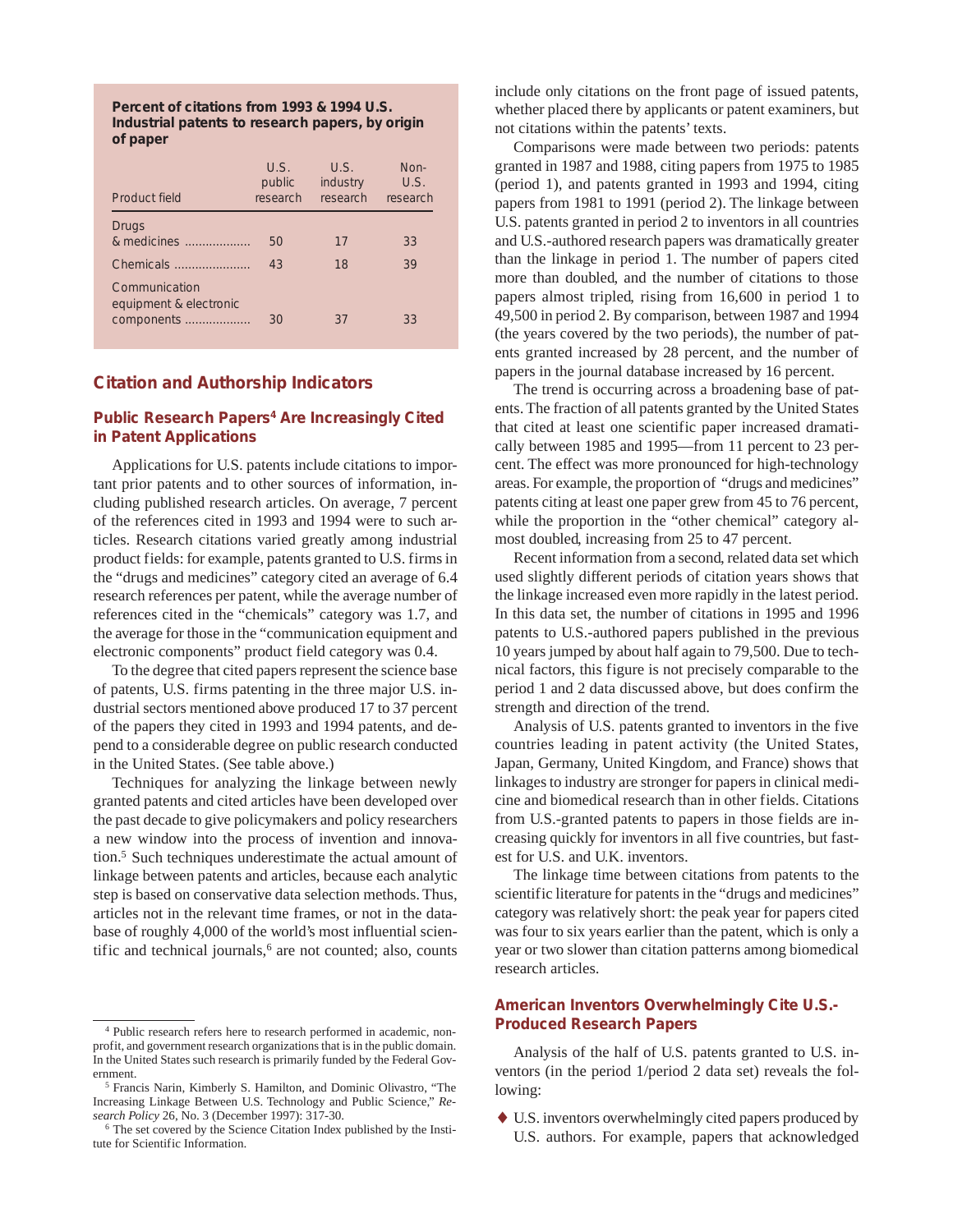**Percent of citations from 1993 & 1994 U.S. Industrial patents to research papers, by origin of paper**

| Product field | U.S. public research | U.S. industry research | Non-U.S. research |
|---|---|---|---|
| Drugs & medicines | 50 | 17 | 33 |
| Chemicals | 43 | 18 | 39 |
| Communication equipment & electronic components | 30 | 37 | 33 |

## Citation and Authorship Indicators

### Public Research Papers[4] Are Increasingly Cited in Patent Applications

Applications for U.S. patents include citations to important prior patents and to other sources of information, including published research articles. On average, 7 percent of the references cited in 1993 and 1994 were to such articles. Research citations varied greatly among industrial product fields: for example, patents granted to U.S. firms in the "drugs and medicines" category cited an average of 6.4 research references per patent, while the average number of references cited in the "chemicals" category was 1.7, and the average for those in the "communication equipment and electronic components" product field category was 0.4.

To the degree that cited papers represent the science base of patents, U.S. firms patenting in the three major U.S. industrial sectors mentioned above produced 17 to 37 percent of the papers they cited in 1993 and 1994 patents, and depend to a considerable degree on public research conducted in the United States. (See table above.)

Techniques for analyzing the linkage between newly granted patents and cited articles have been developed over the past decade to give policymakers and policy researchers a new window into the process of invention and innovation.[5] Such techniques underestimate the actual amount of linkage between patents and articles, because each analytic step is based on conservative data selection methods. Thus, articles not in the relevant time frames, or not in the database of roughly 4,000 of the world's most influential scientific and technical journals,[6] are not counted; also, counts include only citations on the front page of issued patents, whether placed there by applicants or patent examiners, but not citations within the patents' texts.

Comparisons were made between two periods: patents granted in 1987 and 1988, citing papers from 1975 to 1985 (period 1), and patents granted in 1993 and 1994, citing papers from 1981 to 1991 (period 2). The linkage between U.S. patents granted in period 2 to inventors in all countries and U.S.-authored research papers was dramatically greater than the linkage in period 1. The number of papers cited more than doubled, and the number of citations to those papers almost tripled, rising from 16,600 in period 1 to 49,500 in period 2. By comparison, between 1987 and 1994 (the years covered by the two periods), the number of patents granted increased by 28 percent, and the number of papers in the journal database increased by 16 percent.

The trend is occurring across a broadening base of patents. The fraction of all patents granted by the United States that cited at least one scientific paper increased dramatically between 1985 and 1995—from 11 percent to 23 percent. The effect was more pronounced for high-technology areas. For example, the proportion of "drugs and medicines" patents citing at least one paper grew from 45 to 76 percent, while the proportion in the "other chemical" category almost doubled, increasing from 25 to 47 percent.

Recent information from a second, related data set which used slightly different periods of citation years shows that the linkage increased even more rapidly in the latest period. In this data set, the number of citations in 1995 and 1996 patents to U.S.-authored papers published in the previous 10 years jumped by about half again to 79,500. Due to technical factors, this figure is not precisely comparable to the period 1 and 2 data discussed above, but does confirm the strength and direction of the trend.

Analysis of U.S. patents granted to inventors in the five countries leading in patent activity (the United States, Japan, Germany, United Kingdom, and France) shows that linkages to industry are stronger for papers in clinical medicine and biomedical research than in other fields. Citations from U.S.-granted patents to papers in those fields are increasing quickly for inventors in all five countries, but fastest for U.S. and U.K. inventors.

The linkage time between citations from patents to the scientific literature for patents in the "drugs and medicines" category was relatively short: the peak year for papers cited was four to six years earlier than the patent, which is only a year or two slower than citation patterns among biomedical research articles.

### American Inventors Overwhelmingly Cite U.S.-Produced Research Papers

Analysis of the half of U.S. patents granted to U.S. inventors (in the period 1/period 2 data set) reveals the following:

- U.S. inventors overwhelmingly cited papers produced by U.S. authors. For example, papers that acknowledged

---

[4] Public research refers here to research performed in academic, nonprofit, and government research organizations that is in the public domain. In the United States such research is primarily funded by the Federal Government.

[5] Francis Narin, Kimberly S. Hamilton, and Dominic Olivastro, "The Increasing Linkage Between U.S. Technology and Public Science," *Research Policy* 26, No. 3 (December 1997): 317-30.

[6] The set covered by the Science Citation Index published by the Institute for Scientific Information.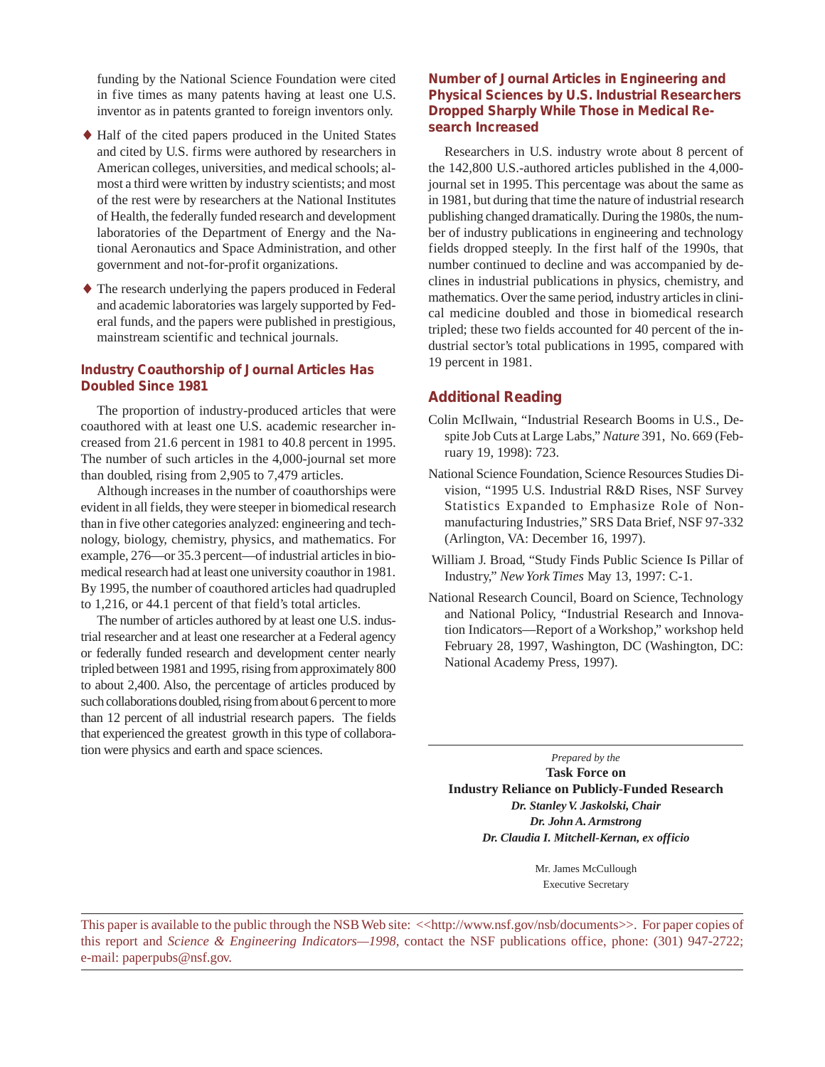funding by the National Science Foundation were cited in five times as many patents having at least one U.S. inventor as in patents granted to foreign inventors only.

- Half of the cited papers produced in the United States and cited by U.S. firms were authored by researchers in American colleges, universities, and medical schools; almost a third were written by industry scientists; and most of the rest were by researchers at the National Institutes of Health, the federally funded research and development laboratories of the Department of Energy and the National Aeronautics and Space Administration, and other government and not-for-profit organizations.
- The research underlying the papers produced in Federal and academic laboratories was largely supported by Federal funds, and the papers were published in prestigious, mainstream scientific and technical journals.

### Industry Coauthorship of Journal Articles Has Doubled Since 1981

The proportion of industry-produced articles that were coauthored with at least one U.S. academic researcher increased from 21.6 percent in 1981 to 40.8 percent in 1995. The number of such articles in the 4,000-journal set more than doubled, rising from 2,905 to 7,479 articles.

Although increases in the number of coauthorships were evident in all fields, they were steeper in biomedical research than in five other categories analyzed: engineering and technology, biology, chemistry, physics, and mathematics. For example, 276—or 35.3 percent—of industrial articles in biomedical research had at least one university coauthor in 1981. By 1995, the number of coauthored articles had quadrupled to 1,216, or 44.1 percent of that field's total articles.

The number of articles authored by at least one U.S. industrial researcher and at least one researcher at a Federal agency or federally funded research and development center nearly tripled between 1981 and 1995, rising from approximately 800 to about 2,400. Also, the percentage of articles produced by such collaborations doubled, rising from about 6 percent to more than 12 percent of all industrial research papers. The fields that experienced the greatest growth in this type of collaboration were physics and earth and space sciences.

### Number of Journal Articles in Engineering and Physical Sciences by U.S. Industrial Researchers Dropped Sharply While Those in Medical Research Increased

Researchers in U.S. industry wrote about 8 percent of the 142,800 U.S.-authored articles published in the 4,000-journal set in 1995. This percentage was about the same as in 1981, but during that time the nature of industrial research publishing changed dramatically. During the 1980s, the number of industry publications in engineering and technology fields dropped steeply. In the first half of the 1990s, that number continued to decline and was accompanied by declines in industrial publications in physics, chemistry, and mathematics. Over the same period, industry articles in clinical medicine doubled and those in biomedical research tripled; these two fields accounted for 40 percent of the industrial sector's total publications in 1995, compared with 19 percent in 1981.

## Additional Reading

Colin McIlwain, "Industrial Research Booms in U.S., Despite Job Cuts at Large Labs," *Nature* 391, No. 669 (February 19, 1998): 723.

National Science Foundation, Science Resources Studies Division, "1995 U.S. Industrial R&D Rises, NSF Survey Statistics Expanded to Emphasize Role of Nonmanufacturing Industries," SRS Data Brief, NSF 97-332 (Arlington, VA: December 16, 1997).

William J. Broad, "Study Finds Public Science Is Pillar of Industry," *New York Times* May 13, 1997: C-1.

National Research Council, Board on Science, Technology and National Policy, "Industrial Research and Innovation Indicators—Report of a Workshop," workshop held February 28, 1997, Washington, DC (Washington, DC: National Academy Press, 1997).

---

*Prepared by the*

**Task Force on**
**Industry Reliance on Publicly-Funded Research**

***Dr. Stanley V. Jaskolski, Chair***
***Dr. John A. Armstrong***
***Dr. Claudia I. Mitchell-Kernan, ex officio***

Mr. James McCullough
Executive Secretary

---

This paper is available to the public through the NSB Web site: <<http://www.nsf.gov/nsb/documents>>. For paper copies of this report and *Science & Engineering Indicators—1998*, contact the NSF publications office, phone: (301) 947-2722; e-mail: paperpubs@nsf.gov.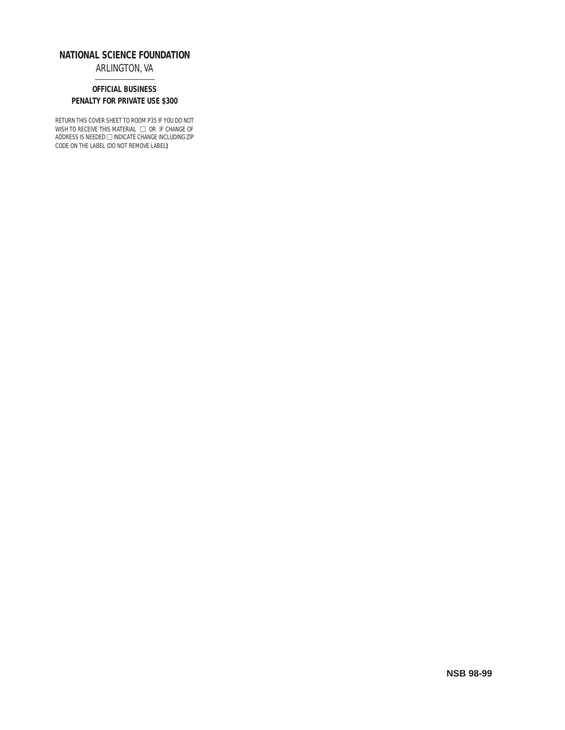**NATIONAL SCIENCE FOUNDATION**

ARLINGTON, VA

**OFFICIAL BUSINESS**

**PENALTY FOR PRIVATE USE $300**

RETURN THIS COVER SHEET TO ROOM P35 IF YOU DO NOT WISH TO RECEIVE THIS MATERIAL ☐ OR IF CHANGE OF ADDRESS IS NEEDED ☐ INDICATE CHANGE INCLUDING ZIP CODE ON THE LABEL (DO NOT REMOVE LABEL)

**NSB 98-99**